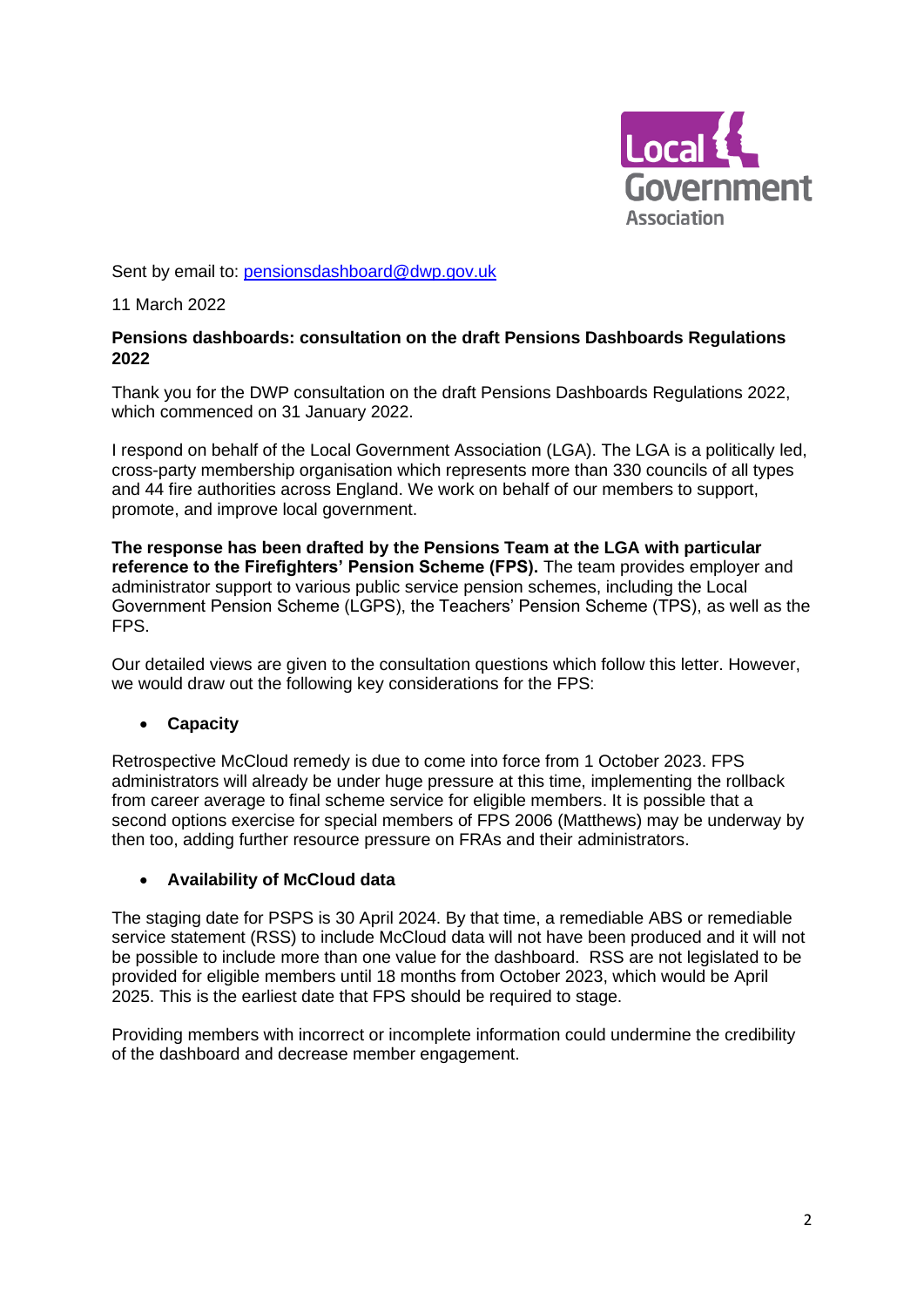Sent by email to: [pensionsdashboard@dwp.gov.uk](mailto:pensionsdashboard@dwp.gov.uk)

11 March 2022

**Pensions dashboards: consultation on the draft Pensions Dashboards Regulations 2022**

Thank you for the DWP consultation on the draft Pensions Dashboards Regulations 2022, which commenced on 31 January 2022.

I respond on behalf of the Local Government Association (LGA). The LGA is a politically led, cross-party membership organisation which represents more than 330 councils of all types and 44 fire authorities across England. We work on behalf of our members to support, promote, and improve local government.

**The response has been drafted by the Pensions Team at the LGA with particular reference to the Firefighters' Pension Scheme (FPS).** The team provides employer and administrator support to various public service pension schemes, including the Local Government Pension Scheme (LGPS), the Teachers' Pension Scheme (TPS), as well as the FPS.

Our detailed views are given to the consultation questions which follow this letter. However, we would draw out the following key considerations for the FPS:

- **Capacity**

Retrospective McCloud remedy is due to come into force from 1 October 2023. FPS administrators will already be under huge pressure at this time, implementing the rollback from career average to final scheme service for eligible members. It is possible that a second options exercise for special members of FPS 2006 (Matthews) may be underway by then too, adding further resource pressure on FRAs and their administrators.

- **Availability of McCloud data**

The staging date for PSPS is 30 April 2024. By that time, a remediable ABS or remediable service statement (RSS) to include McCloud data will not have been produced and it will not be possible to include more than one value for the dashboard. RSS are not legislated to be provided for eligible members until 18 months from October 2023, which would be April 2025. This is the earliest date that FPS should be required to stage.

Providing members with incorrect or incomplete information could undermine the credibility of the dashboard and decrease member engagement.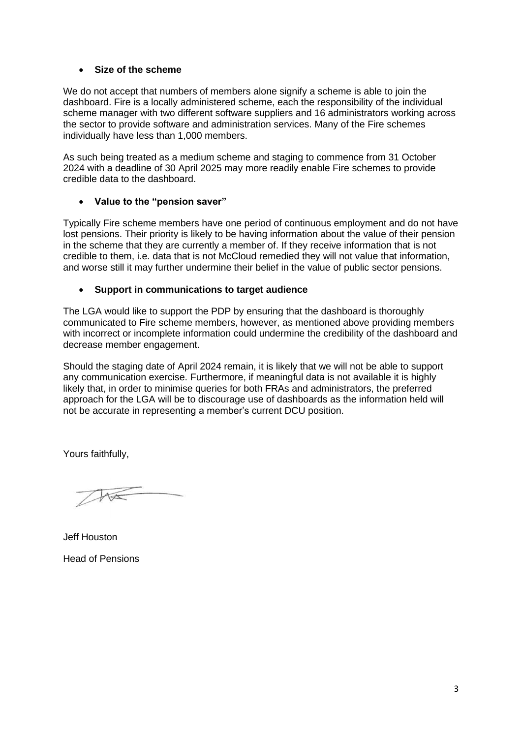- **Size of the scheme**

We do not accept that numbers of members alone signify a scheme is able to join the dashboard. Fire is a locally administered scheme, each the responsibility of the individual scheme manager with two different software suppliers and 16 administrators working across the sector to provide software and administration services. Many of the Fire schemes individually have less than 1,000 members.

As such being treated as a medium scheme and staging to commence from 31 October 2024 with a deadline of 30 April 2025 may more readily enable Fire schemes to provide credible data to the dashboard.

- **Value to the "pension saver"**

Typically Fire scheme members have one period of continuous employment and do not have lost pensions. Their priority is likely to be having information about the value of their pension in the scheme that they are currently a member of. If they receive information that is not credible to them, i.e. data that is not McCloud remedied they will not value that information, and worse still it may further undermine their belief in the value of public sector pensions.

- **Support in communications to target audience**

The LGA would like to support the PDP by ensuring that the dashboard is thoroughly communicated to Fire scheme members, however, as mentioned above providing members with incorrect or incomplete information could undermine the credibility of the dashboard and decrease member engagement.

Should the staging date of April 2024 remain, it is likely that we will not be able to support any communication exercise. Furthermore, if meaningful data is not available it is highly likely that, in order to minimise queries for both FRAs and administrators, the preferred approach for the LGA will be to discourage use of dashboards as the information held will not be accurate in representing a member's current DCU position.

Yours faithfully,

Jeff Houston

Head of Pensions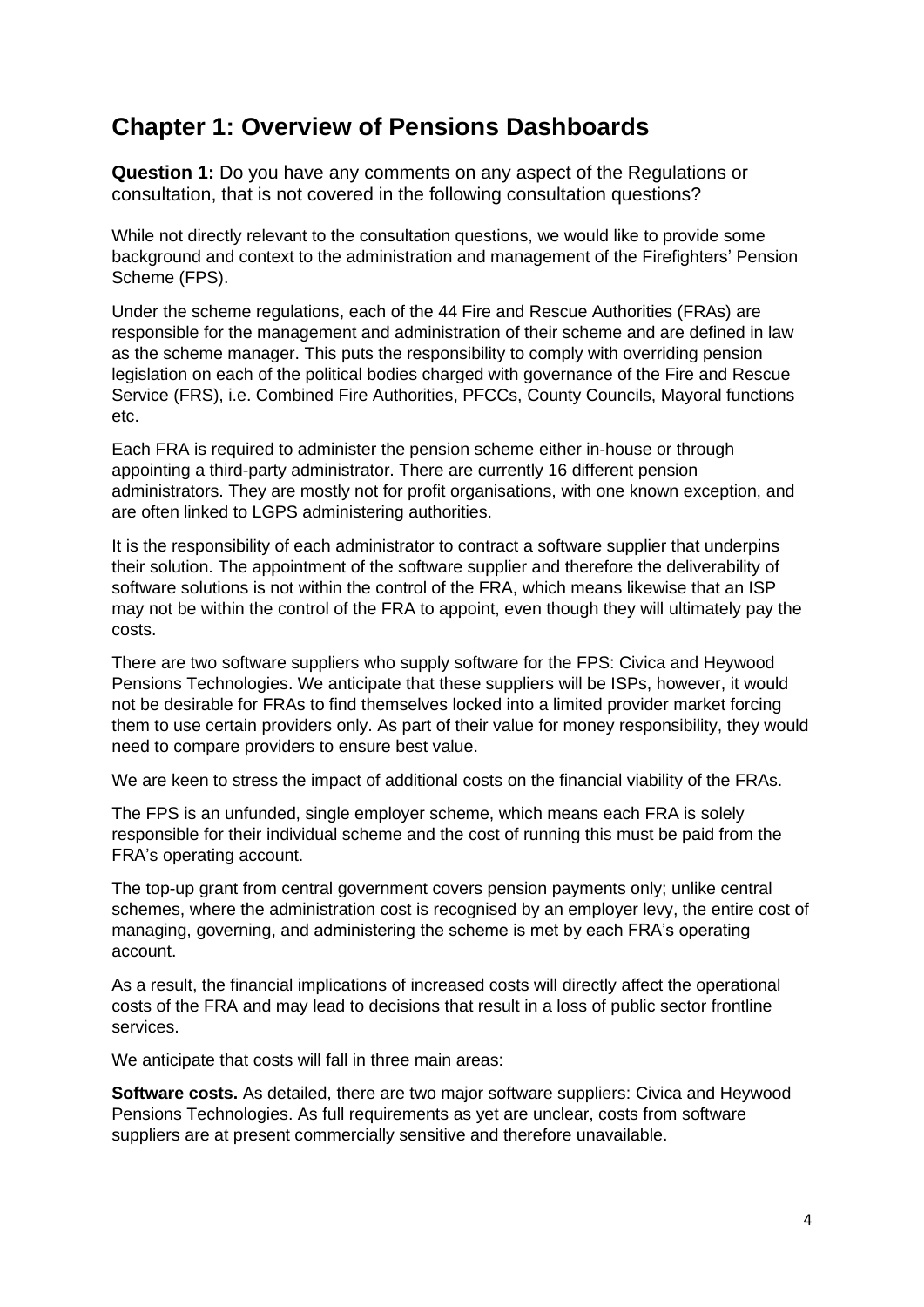## Chapter 1: Overview of Pensions Dashboards

**Question 1:** Do you have any comments on any aspect of the Regulations or consultation, that is not covered in the following consultation questions?

While not directly relevant to the consultation questions, we would like to provide some background and context to the administration and management of the Firefighters' Pension Scheme (FPS).

Under the scheme regulations, each of the 44 Fire and Rescue Authorities (FRAs) are responsible for the management and administration of their scheme and are defined in law as the scheme manager. This puts the responsibility to comply with overriding pension legislation on each of the political bodies charged with governance of the Fire and Rescue Service (FRS), i.e. Combined Fire Authorities, PFCCs, County Councils, Mayoral functions etc.

Each FRA is required to administer the pension scheme either in-house or through appointing a third-party administrator. There are currently 16 different pension administrators. They are mostly not for profit organisations, with one known exception, and are often linked to LGPS administering authorities.

It is the responsibility of each administrator to contract a software supplier that underpins their solution. The appointment of the software supplier and therefore the deliverability of software solutions is not within the control of the FRA, which means likewise that an ISP may not be within the control of the FRA to appoint, even though they will ultimately pay the costs.

There are two software suppliers who supply software for the FPS: Civica and Heywood Pensions Technologies. We anticipate that these suppliers will be ISPs, however, it would not be desirable for FRAs to find themselves locked into a limited provider market forcing them to use certain providers only. As part of their value for money responsibility, they would need to compare providers to ensure best value.

We are keen to stress the impact of additional costs on the financial viability of the FRAs.

The FPS is an unfunded, single employer scheme, which means each FRA is solely responsible for their individual scheme and the cost of running this must be paid from the FRA's operating account.

The top-up grant from central government covers pension payments only; unlike central schemes, where the administration cost is recognised by an employer levy, the entire cost of managing, governing, and administering the scheme is met by each FRA's operating account.

As a result, the financial implications of increased costs will directly affect the operational costs of the FRA and may lead to decisions that result in a loss of public sector frontline services.

We anticipate that costs will fall in three main areas:

**Software costs.** As detailed, there are two major software suppliers: Civica and Heywood Pensions Technologies. As full requirements as yet are unclear, costs from software suppliers are at present commercially sensitive and therefore unavailable.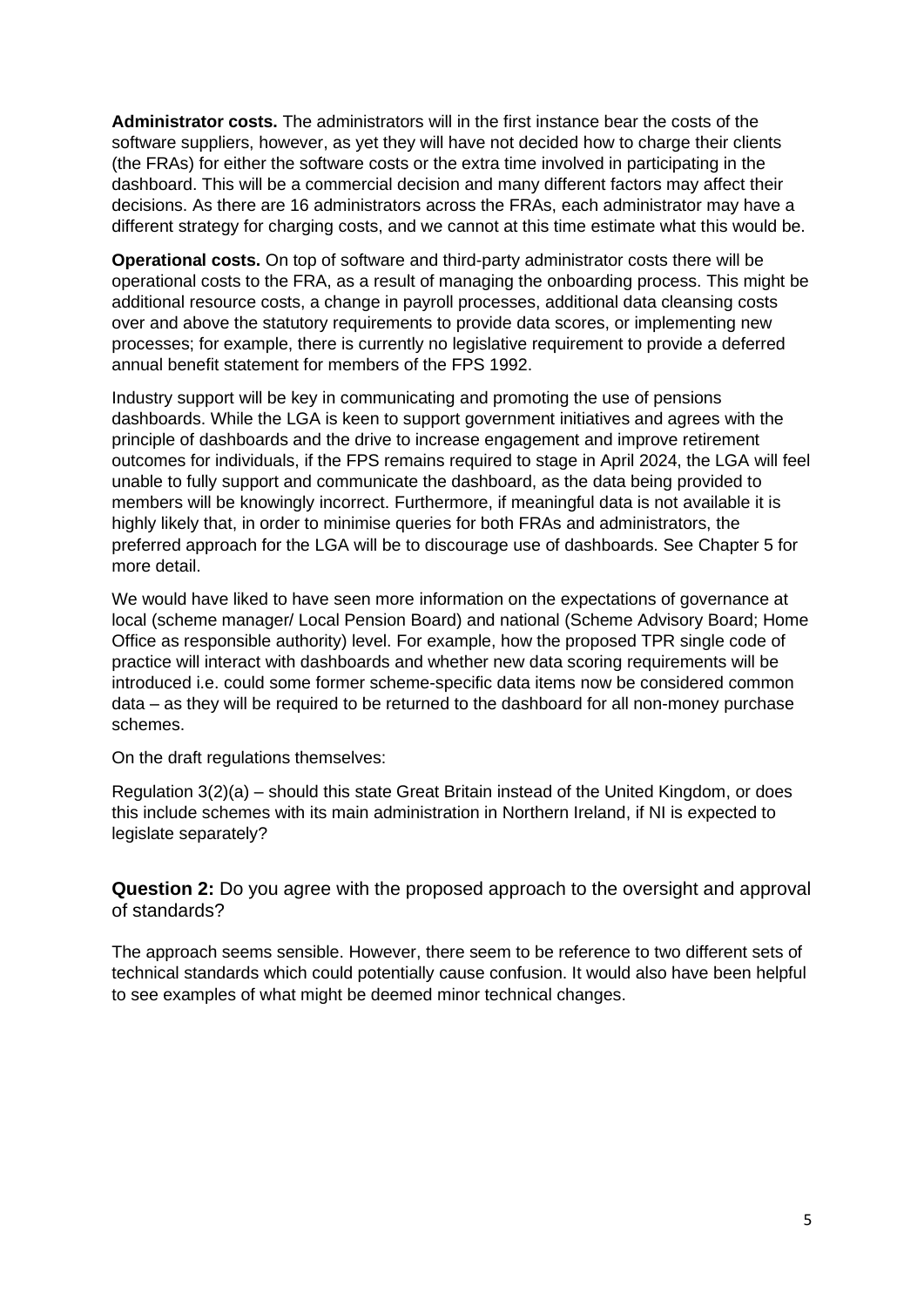**Administrator costs.** The administrators will in the first instance bear the costs of the software suppliers, however, as yet they will have not decided how to charge their clients (the FRAs) for either the software costs or the extra time involved in participating in the dashboard. This will be a commercial decision and many different factors may affect their decisions. As there are 16 administrators across the FRAs, each administrator may have a different strategy for charging costs, and we cannot at this time estimate what this would be.

**Operational costs.** On top of software and third-party administrator costs there will be operational costs to the FRA, as a result of managing the onboarding process. This might be additional resource costs, a change in payroll processes, additional data cleansing costs over and above the statutory requirements to provide data scores, or implementing new processes; for example, there is currently no legislative requirement to provide a deferred annual benefit statement for members of the FPS 1992.

Industry support will be key in communicating and promoting the use of pensions dashboards. While the LGA is keen to support government initiatives and agrees with the principle of dashboards and the drive to increase engagement and improve retirement outcomes for individuals, if the FPS remains required to stage in April 2024, the LGA will feel unable to fully support and communicate the dashboard, as the data being provided to members will be knowingly incorrect. Furthermore, if meaningful data is not available it is highly likely that, in order to minimise queries for both FRAs and administrators, the preferred approach for the LGA will be to discourage use of dashboards. See Chapter 5 for more detail.

We would have liked to have seen more information on the expectations of governance at local (scheme manager/ Local Pension Board) and national (Scheme Advisory Board; Home Office as responsible authority) level. For example, how the proposed TPR single code of practice will interact with dashboards and whether new data scoring requirements will be introduced i.e. could some former scheme-specific data items now be considered common data – as they will be required to be returned to the dashboard for all non-money purchase schemes.

On the draft regulations themselves:

Regulation 3(2)(a) – should this state Great Britain instead of the United Kingdom, or does this include schemes with its main administration in Northern Ireland, if NI is expected to legislate separately?

### **Question 2:** Do you agree with the proposed approach to the oversight and approval of standards?

The approach seems sensible. However, there seem to be reference to two different sets of technical standards which could potentially cause confusion. It would also have been helpful to see examples of what might be deemed minor technical changes.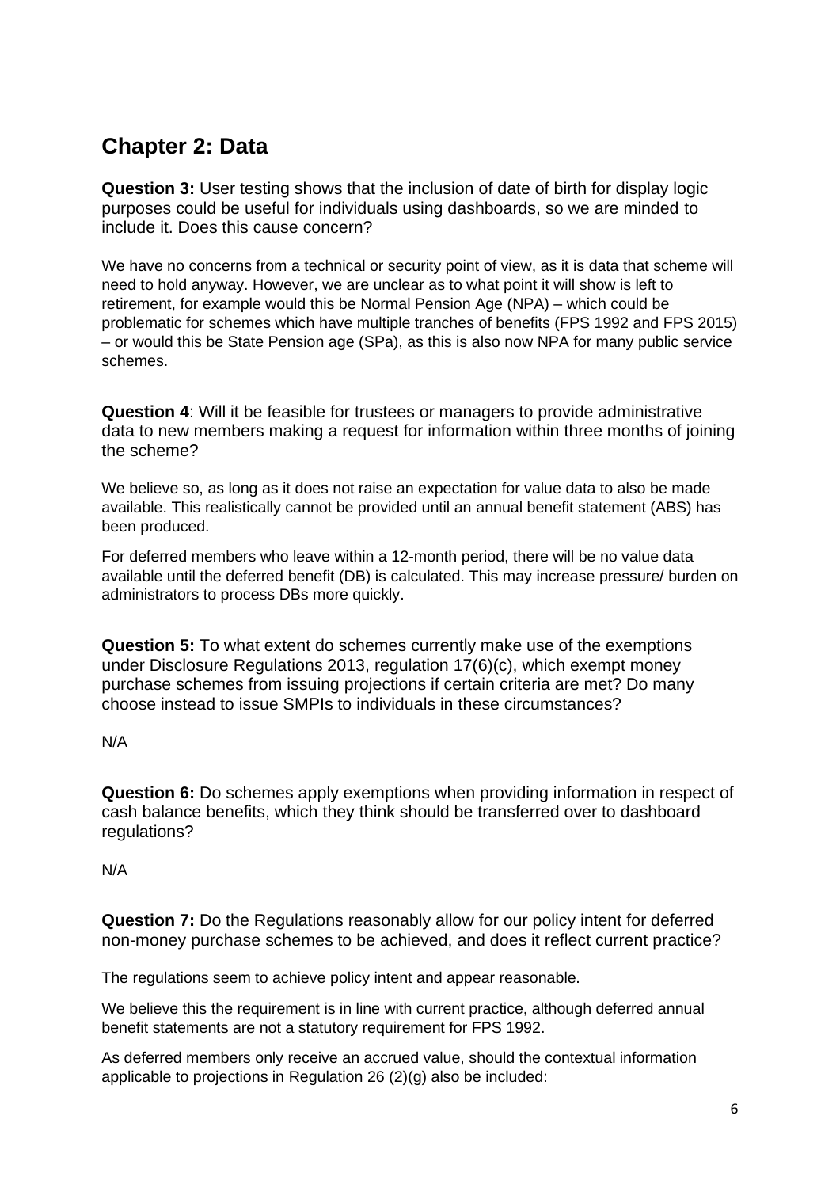## Chapter 2: Data

**Question 3:** User testing shows that the inclusion of date of birth for display logic purposes could be useful for individuals using dashboards, so we are minded to include it. Does this cause concern?

We have no concerns from a technical or security point of view, as it is data that scheme will need to hold anyway. However, we are unclear as to what point it will show is left to retirement, for example would this be Normal Pension Age (NPA) – which could be problematic for schemes which have multiple tranches of benefits (FPS 1992 and FPS 2015) – or would this be State Pension age (SPa), as this is also now NPA for many public service schemes.

**Question 4**: Will it be feasible for trustees or managers to provide administrative data to new members making a request for information within three months of joining the scheme?

We believe so, as long as it does not raise an expectation for value data to also be made available. This realistically cannot be provided until an annual benefit statement (ABS) has been produced.

For deferred members who leave within a 12-month period, there will be no value data available until the deferred benefit (DB) is calculated. This may increase pressure/ burden on administrators to process DBs more quickly.

**Question 5:** To what extent do schemes currently make use of the exemptions under Disclosure Regulations 2013, regulation 17(6)(c), which exempt money purchase schemes from issuing projections if certain criteria are met? Do many choose instead to issue SMPIs to individuals in these circumstances?

N/A

**Question 6:** Do schemes apply exemptions when providing information in respect of cash balance benefits, which they think should be transferred over to dashboard regulations?

N/A

**Question 7:** Do the Regulations reasonably allow for our policy intent for deferred non-money purchase schemes to be achieved, and does it reflect current practice?

The regulations seem to achieve policy intent and appear reasonable.

We believe this the requirement is in line with current practice, although deferred annual benefit statements are not a statutory requirement for FPS 1992.

As deferred members only receive an accrued value, should the contextual information applicable to projections in Regulation 26 (2)(g) also be included: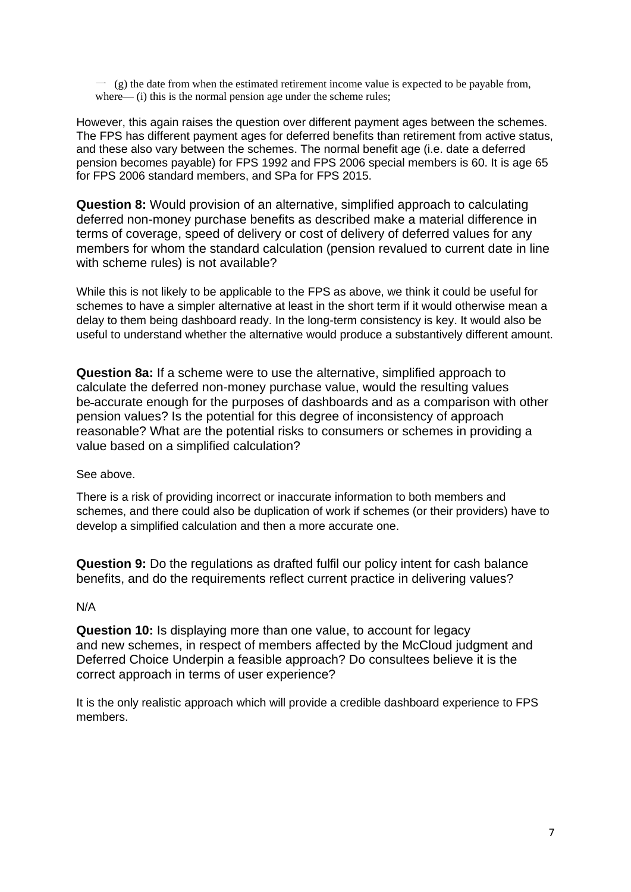一 (g) the date from when the estimated retirement income value is expected to be payable from, where— (i) this is the normal pension age under the scheme rules;

However, this again raises the question over different payment ages between the schemes. The FPS has different payment ages for deferred benefits than retirement from active status, and these also vary between the schemes. The normal benefit age (i.e. date a deferred pension becomes payable) for FPS 1992 and FPS 2006 special members is 60. It is age 65 for FPS 2006 standard members, and SPa for FPS 2015.

**Question 8:** Would provision of an alternative, simplified approach to calculating deferred non-money purchase benefits as described make a material difference in terms of coverage, speed of delivery or cost of delivery of deferred values for any members for whom the standard calculation (pension revalued to current date in line with scheme rules) is not available?

While this is not likely to be applicable to the FPS as above, we think it could be useful for schemes to have a simpler alternative at least in the short term if it would otherwise mean a delay to them being dashboard ready. In the long-term consistency is key. It would also be useful to understand whether the alternative would produce a substantively different amount.

**Question 8a:** If a scheme were to use the alternative, simplified approach to calculate the deferred non-money purchase value, would the resulting values be accurate enough for the purposes of dashboards and as a comparison with other pension values? Is the potential for this degree of inconsistency of approach reasonable? What are the potential risks to consumers or schemes in providing a value based on a simplified calculation?

See above.

There is a risk of providing incorrect or inaccurate information to both members and schemes, and there could also be duplication of work if schemes (or their providers) have to develop a simplified calculation and then a more accurate one.

**Question 9:** Do the regulations as drafted fulfil our policy intent for cash balance benefits, and do the requirements reflect current practice in delivering values?

N/A

**Question 10:** Is displaying more than one value, to account for legacy and new schemes, in respect of members affected by the McCloud judgment and Deferred Choice Underpin a feasible approach? Do consultees believe it is the correct approach in terms of user experience?

It is the only realistic approach which will provide a credible dashboard experience to FPS members.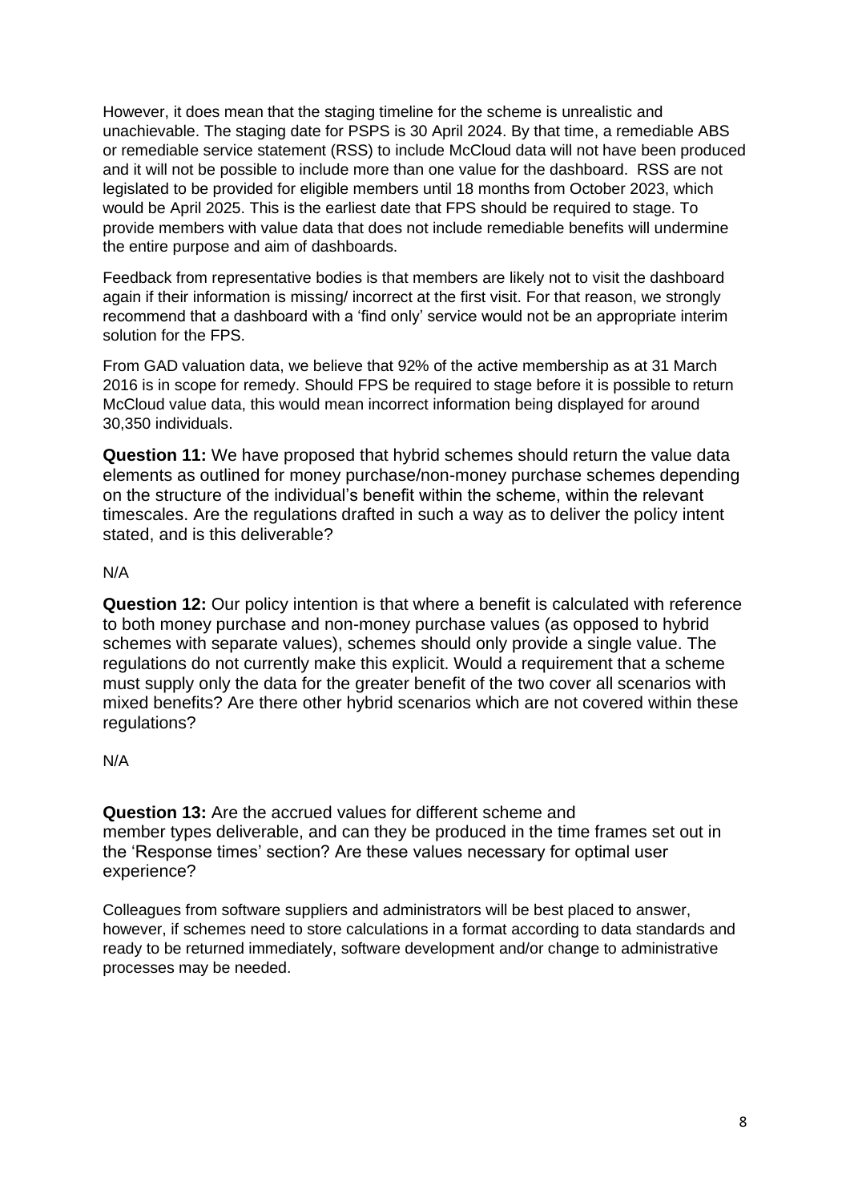However, it does mean that the staging timeline for the scheme is unrealistic and unachievable. The staging date for PSPS is 30 April 2024. By that time, a remediable ABS or remediable service statement (RSS) to include McCloud data will not have been produced and it will not be possible to include more than one value for the dashboard. RSS are not legislated to be provided for eligible members until 18 months from October 2023, which would be April 2025. This is the earliest date that FPS should be required to stage. To provide members with value data that does not include remediable benefits will undermine the entire purpose and aim of dashboards.

Feedback from representative bodies is that members are likely not to visit the dashboard again if their information is missing/ incorrect at the first visit. For that reason, we strongly recommend that a dashboard with a 'find only' service would not be an appropriate interim solution for the FPS.

From GAD valuation data, we believe that 92% of the active membership as at 31 March 2016 is in scope for remedy. Should FPS be required to stage before it is possible to return McCloud value data, this would mean incorrect information being displayed for around 30,350 individuals.

**Question 11:** We have proposed that hybrid schemes should return the value data elements as outlined for money purchase/non-money purchase schemes depending on the structure of the individual's benefit within the scheme, within the relevant timescales. Are the regulations drafted in such a way as to deliver the policy intent stated, and is this deliverable?

N/A

**Question 12:** Our policy intention is that where a benefit is calculated with reference to both money purchase and non-money purchase values (as opposed to hybrid schemes with separate values), schemes should only provide a single value. The regulations do not currently make this explicit. Would a requirement that a scheme must supply only the data for the greater benefit of the two cover all scenarios with mixed benefits? Are there other hybrid scenarios which are not covered within these regulations?

N/A

**Question 13:** Are the accrued values for different scheme and member types deliverable, and can they be produced in the time frames set out in the 'Response times' section? Are these values necessary for optimal user experience?

Colleagues from software suppliers and administrators will be best placed to answer, however, if schemes need to store calculations in a format according to data standards and ready to be returned immediately, software development and/or change to administrative processes may be needed.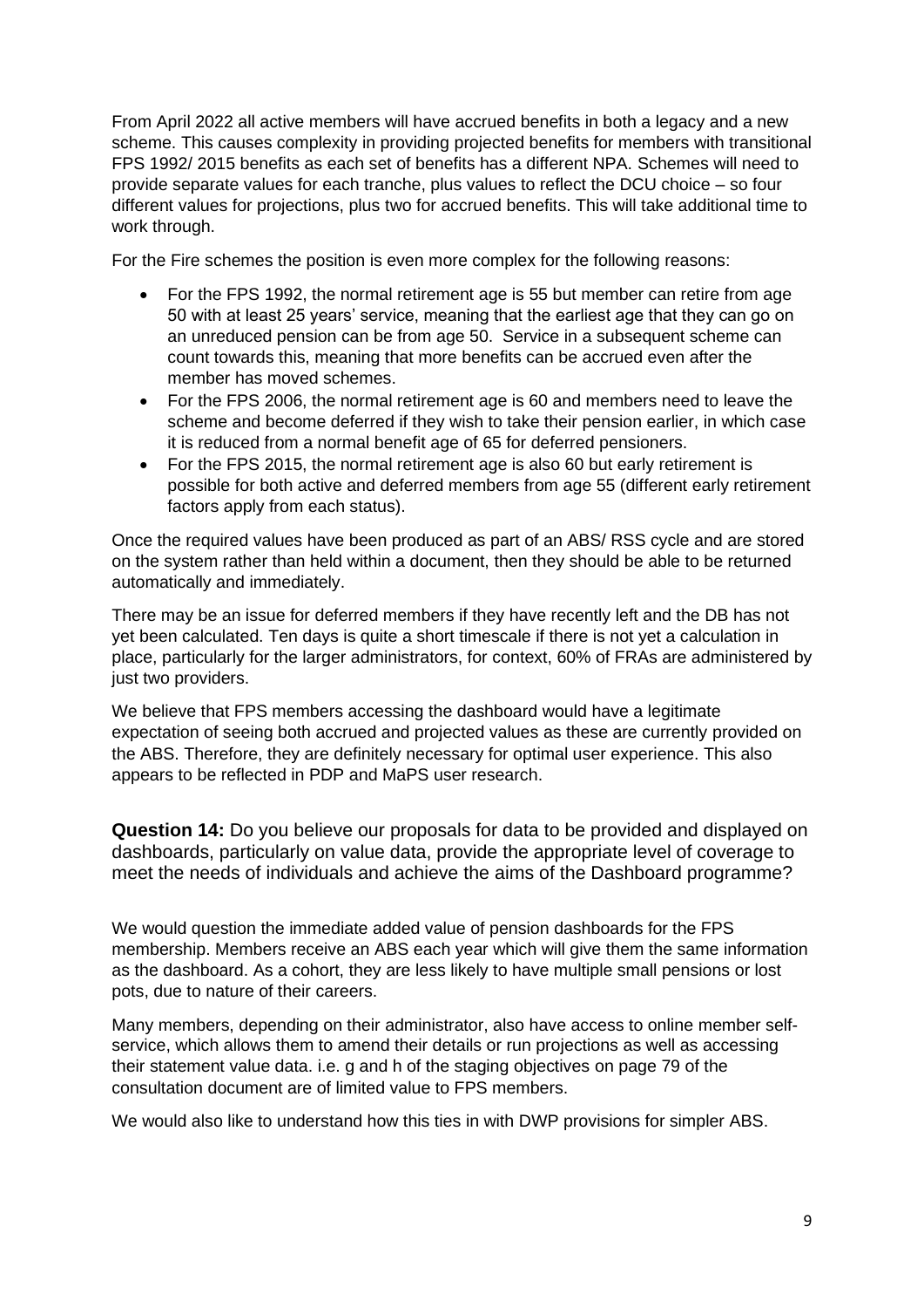From April 2022 all active members will have accrued benefits in both a legacy and a new scheme. This causes complexity in providing projected benefits for members with transitional FPS 1992/ 2015 benefits as each set of benefits has a different NPA. Schemes will need to provide separate values for each tranche, plus values to reflect the DCU choice – so four different values for projections, plus two for accrued benefits. This will take additional time to work through.

For the Fire schemes the position is even more complex for the following reasons:

- For the FPS 1992, the normal retirement age is 55 but member can retire from age 50 with at least 25 years' service, meaning that the earliest age that they can go on an unreduced pension can be from age 50. Service in a subsequent scheme can count towards this, meaning that more benefits can be accrued even after the member has moved schemes.
- For the FPS 2006, the normal retirement age is 60 and members need to leave the scheme and become deferred if they wish to take their pension earlier, in which case it is reduced from a normal benefit age of 65 for deferred pensioners.
- For the FPS 2015, the normal retirement age is also 60 but early retirement is possible for both active and deferred members from age 55 (different early retirement factors apply from each status).

Once the required values have been produced as part of an ABS/ RSS cycle and are stored on the system rather than held within a document, then they should be able to be returned automatically and immediately.

There may be an issue for deferred members if they have recently left and the DB has not yet been calculated. Ten days is quite a short timescale if there is not yet a calculation in place, particularly for the larger administrators, for context, 60% of FRAs are administered by just two providers.

We believe that FPS members accessing the dashboard would have a legitimate expectation of seeing both accrued and projected values as these are currently provided on the ABS. Therefore, they are definitely necessary for optimal user experience. This also appears to be reflected in PDP and MaPS user research.

**Question 14:** Do you believe our proposals for data to be provided and displayed on dashboards, particularly on value data, provide the appropriate level of coverage to meet the needs of individuals and achieve the aims of the Dashboard programme?

We would question the immediate added value of pension dashboards for the FPS membership. Members receive an ABS each year which will give them the same information as the dashboard. As a cohort, they are less likely to have multiple small pensions or lost pots, due to nature of their careers.

Many members, depending on their administrator, also have access to online member self-service, which allows them to amend their details or run projections as well as accessing their statement value data. i.e. g and h of the staging objectives on page 79 of the consultation document are of limited value to FPS members.

We would also like to understand how this ties in with DWP provisions for simpler ABS.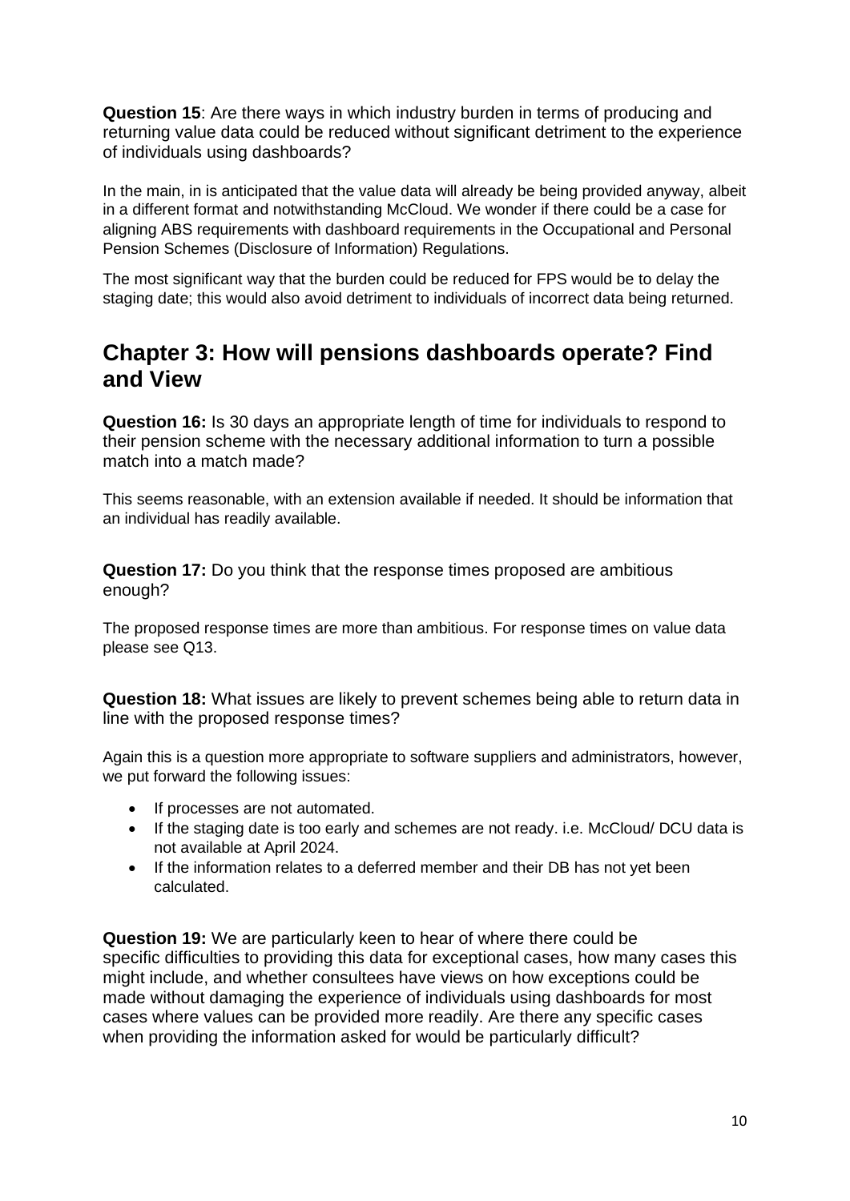**Question 15**: Are there ways in which industry burden in terms of producing and returning value data could be reduced without significant detriment to the experience of individuals using dashboards?

In the main, in is anticipated that the value data will already be being provided anyway, albeit in a different format and notwithstanding McCloud. We wonder if there could be a case for aligning ABS requirements with dashboard requirements in the Occupational and Personal Pension Schemes (Disclosure of Information) Regulations.

The most significant way that the burden could be reduced for FPS would be to delay the staging date; this would also avoid detriment to individuals of incorrect data being returned.

## Chapter 3: How will pensions dashboards operate? Find and View

**Question 16:** Is 30 days an appropriate length of time for individuals to respond to their pension scheme with the necessary additional information to turn a possible match into a match made?

This seems reasonable, with an extension available if needed. It should be information that an individual has readily available.

**Question 17:** Do you think that the response times proposed are ambitious enough?

The proposed response times are more than ambitious. For response times on value data please see Q13.

**Question 18:** What issues are likely to prevent schemes being able to return data in line with the proposed response times?

Again this is a question more appropriate to software suppliers and administrators, however, we put forward the following issues:

- If processes are not automated.
- If the staging date is too early and schemes are not ready. i.e. McCloud/ DCU data is not available at April 2024.
- If the information relates to a deferred member and their DB has not yet been calculated.

**Question 19:** We are particularly keen to hear of where there could be specific difficulties to providing this data for exceptional cases, how many cases this might include, and whether consultees have views on how exceptions could be made without damaging the experience of individuals using dashboards for most cases where values can be provided more readily. Are there any specific cases when providing the information asked for would be particularly difficult?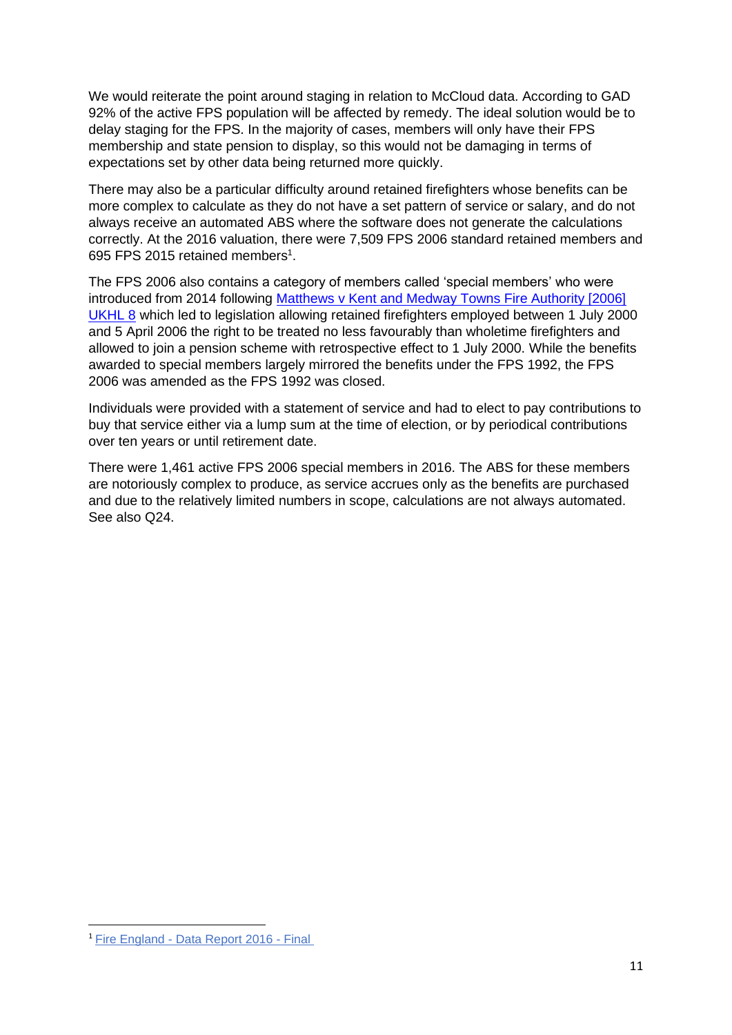We would reiterate the point around staging in relation to McCloud data. According to GAD 92% of the active FPS population will be affected by remedy. The ideal solution would be to delay staging for the FPS. In the majority of cases, members will only have their FPS membership and state pension to display, so this would not be damaging in terms of expectations set by other data being returned more quickly.

There may also be a particular difficulty around retained firefighters whose benefits can be more complex to calculate as they do not have a set pattern of service or salary, and do not always receive an automated ABS where the software does not generate the calculations correctly. At the 2016 valuation, there were 7,509 FPS 2006 standard retained members and 695 FPS 2015 retained members[1].

The FPS 2006 also contains a category of members called 'special members' who were introduced from 2014 following [Matthews v Kent and Medway Towns Fire Authority [2006] UKHL 8] which led to legislation allowing retained firefighters employed between 1 July 2000 and 5 April 2006 the right to be treated no less favourably than wholetime firefighters and allowed to join a pension scheme with retrospective effect to 1 July 2000. While the benefits awarded to special members largely mirrored the benefits under the FPS 1992, the FPS 2006 was amended as the FPS 1992 was closed.

Individuals were provided with a statement of service and had to elect to pay contributions to buy that service either via a lump sum at the time of election, or by periodical contributions over ten years or until retirement date.

There were 1,461 active FPS 2006 special members in 2016. The ABS for these members are notoriously complex to produce, as service accrues only as the benefits are purchased and due to the relatively limited numbers in scope, calculations are not always automated. See also Q24.

---

[1] Fire England - Data Report 2016 - Final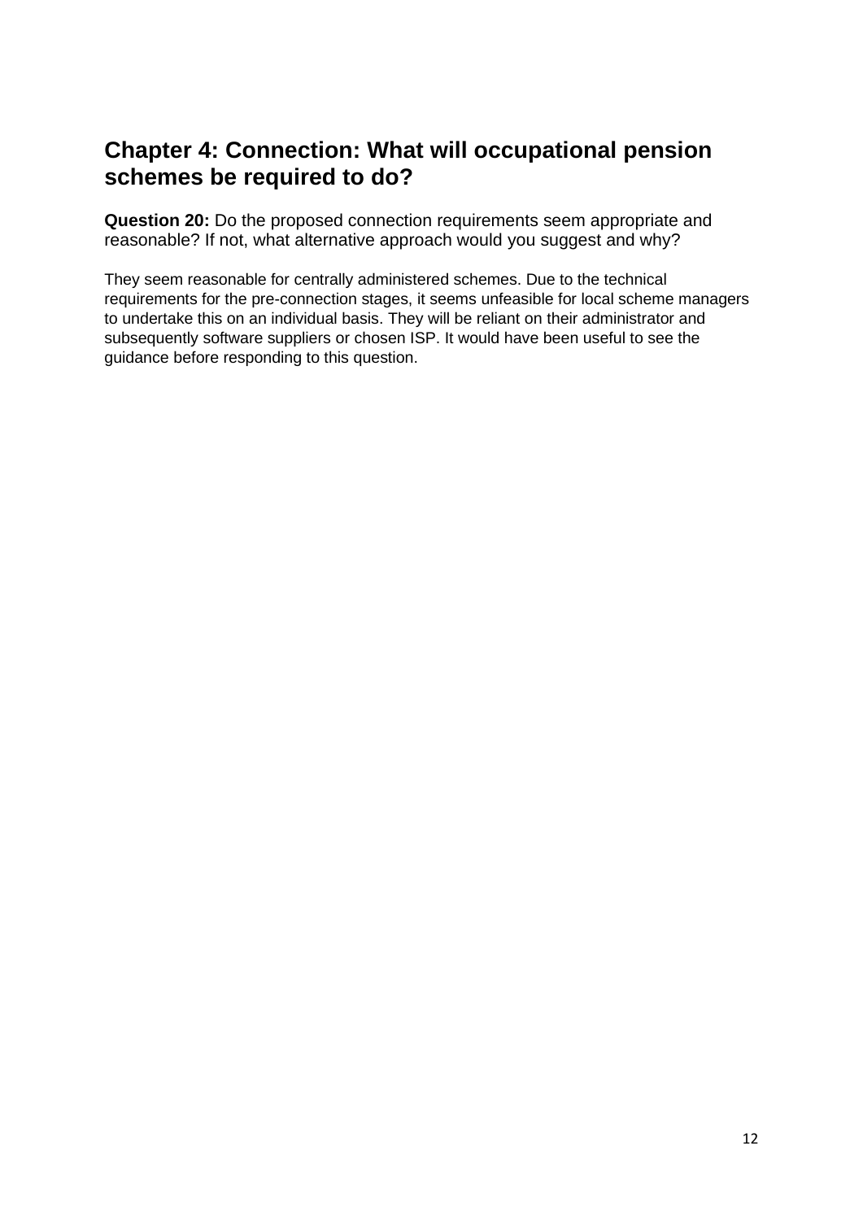## Chapter 4: Connection: What will occupational pension schemes be required to do?

**Question 20:** Do the proposed connection requirements seem appropriate and reasonable? If not, what alternative approach would you suggest and why?

They seem reasonable for centrally administered schemes. Due to the technical requirements for the pre-connection stages, it seems unfeasible for local scheme managers to undertake this on an individual basis. They will be reliant on their administrator and subsequently software suppliers or chosen ISP. It would have been useful to see the guidance before responding to this question.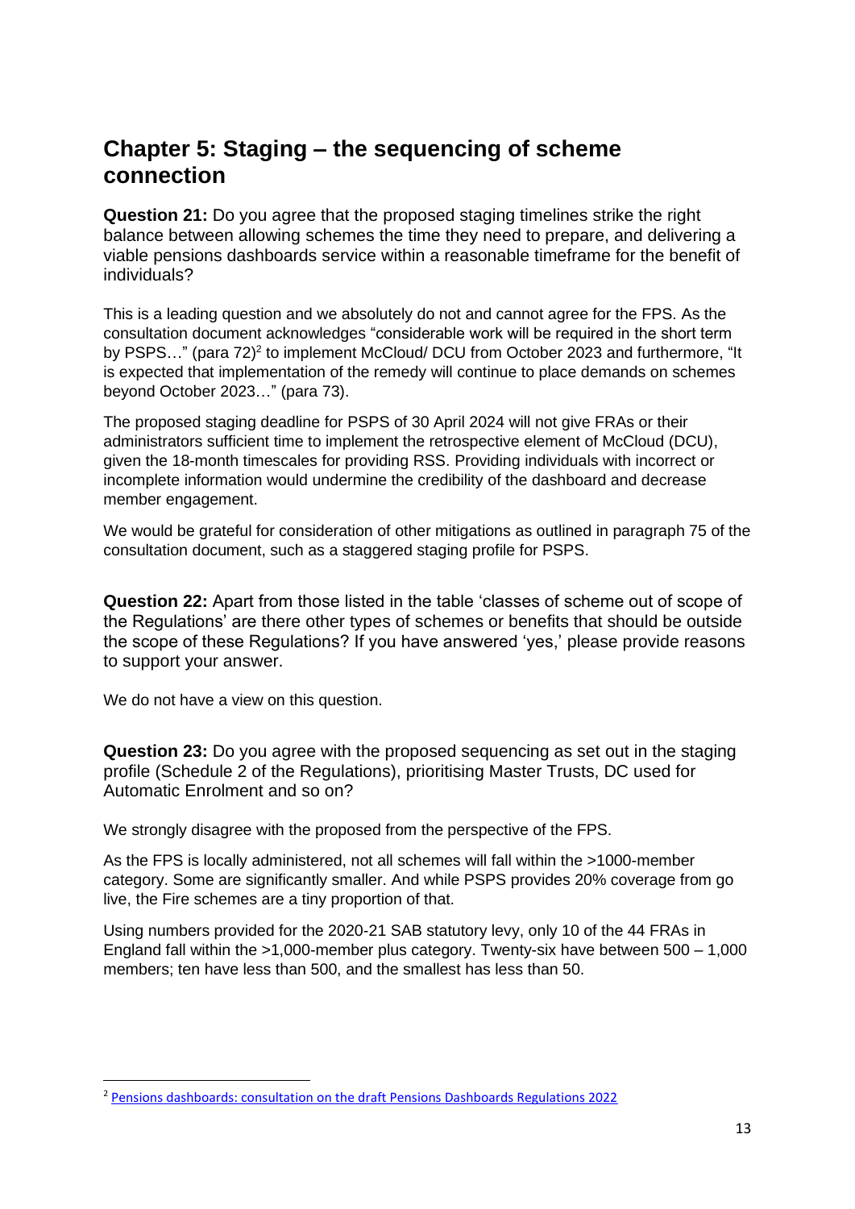## Chapter 5: Staging – the sequencing of scheme connection

**Question 21:** Do you agree that the proposed staging timelines strike the right balance between allowing schemes the time they need to prepare, and delivering a viable pensions dashboards service within a reasonable timeframe for the benefit of individuals?

This is a leading question and we absolutely do not and cannot agree for the FPS. As the consultation document acknowledges "considerable work will be required in the short term by PSPS…" (para 72)[2] to implement McCloud/ DCU from October 2023 and furthermore, "It is expected that implementation of the remedy will continue to place demands on schemes beyond October 2023…" (para 73).

The proposed staging deadline for PSPS of 30 April 2024 will not give FRAs or their administrators sufficient time to implement the retrospective element of McCloud (DCU), given the 18-month timescales for providing RSS. Providing individuals with incorrect or incomplete information would undermine the credibility of the dashboard and decrease member engagement.

We would be grateful for consideration of other mitigations as outlined in paragraph 75 of the consultation document, such as a staggered staging profile for PSPS.

**Question 22:** Apart from those listed in the table 'classes of scheme out of scope of the Regulations' are there other types of schemes or benefits that should be outside the scope of these Regulations? If you have answered 'yes,' please provide reasons to support your answer.

We do not have a view on this question.

**Question 23:** Do you agree with the proposed sequencing as set out in the staging profile (Schedule 2 of the Regulations), prioritising Master Trusts, DC used for Automatic Enrolment and so on?

We strongly disagree with the proposed from the perspective of the FPS.

As the FPS is locally administered, not all schemes will fall within the >1000-member category. Some are significantly smaller. And while PSPS provides 20% coverage from go live, the Fire schemes are a tiny proportion of that.

Using numbers provided for the 2020-21 SAB statutory levy, only 10 of the 44 FRAs in England fall within the >1,000-member plus category. Twenty-six have between 500 – 1,000 members; ten have less than 500, and the smallest has less than 50.

---

[2] Pensions dashboards: consultation on the draft Pensions Dashboards Regulations 2022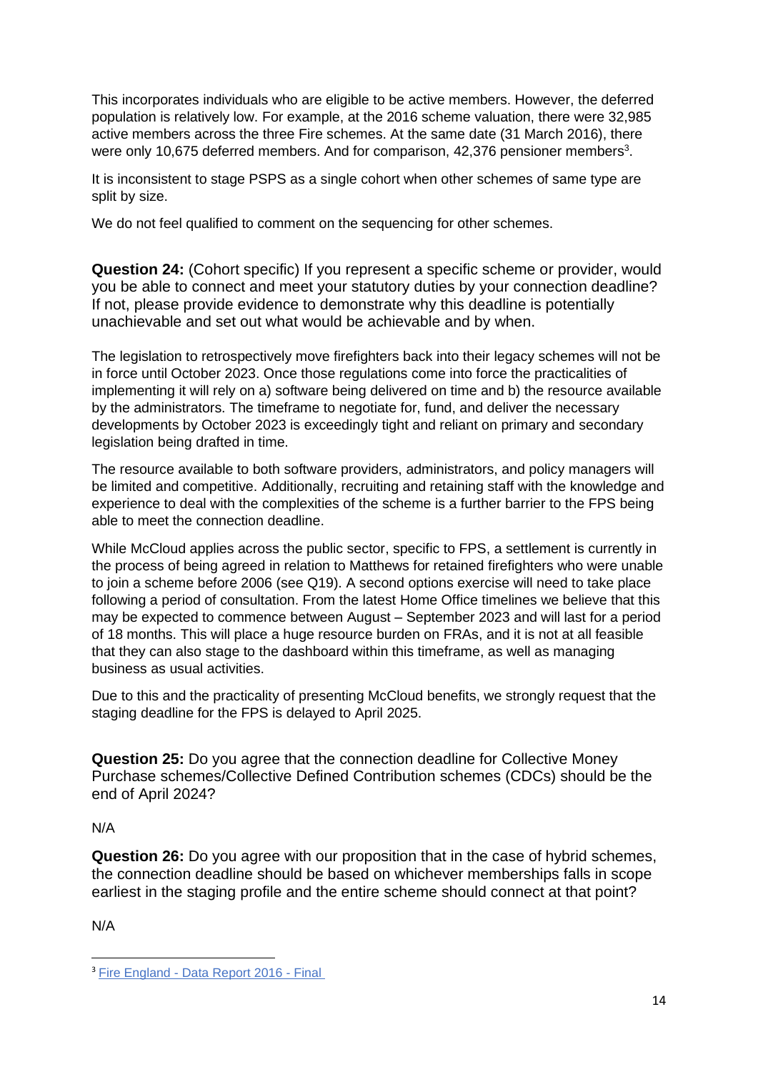This incorporates individuals who are eligible to be active members. However, the deferred population is relatively low. For example, at the 2016 scheme valuation, there were 32,985 active members across the three Fire schemes. At the same date (31 March 2016), there were only 10,675 deferred members. And for comparison, 42,376 pensioner members[3].

It is inconsistent to stage PSPS as a single cohort when other schemes of same type are split by size.

We do not feel qualified to comment on the sequencing for other schemes.

**Question 24:** (Cohort specific) If you represent a specific scheme or provider, would you be able to connect and meet your statutory duties by your connection deadline? If not, please provide evidence to demonstrate why this deadline is potentially unachievable and set out what would be achievable and by when.

The legislation to retrospectively move firefighters back into their legacy schemes will not be in force until October 2023. Once those regulations come into force the practicalities of implementing it will rely on a) software being delivered on time and b) the resource available by the administrators. The timeframe to negotiate for, fund, and deliver the necessary developments by October 2023 is exceedingly tight and reliant on primary and secondary legislation being drafted in time.

The resource available to both software providers, administrators, and policy managers will be limited and competitive. Additionally, recruiting and retaining staff with the knowledge and experience to deal with the complexities of the scheme is a further barrier to the FPS being able to meet the connection deadline.

While McCloud applies across the public sector, specific to FPS, a settlement is currently in the process of being agreed in relation to Matthews for retained firefighters who were unable to join a scheme before 2006 (see Q19). A second options exercise will need to take place following a period of consultation. From the latest Home Office timelines we believe that this may be expected to commence between August – September 2023 and will last for a period of 18 months. This will place a huge resource burden on FRAs, and it is not at all feasible that they can also stage to the dashboard within this timeframe, as well as managing business as usual activities.

Due to this and the practicality of presenting McCloud benefits, we strongly request that the staging deadline for the FPS is delayed to April 2025.

**Question 25:** Do you agree that the connection deadline for Collective Money Purchase schemes/Collective Defined Contribution schemes (CDCs) should be the end of April 2024?

N/A

**Question 26:** Do you agree with our proposition that in the case of hybrid schemes, the connection deadline should be based on whichever memberships falls in scope earliest in the staging profile and the entire scheme should connect at that point?

N/A

---

[3] Fire England - Data Report 2016 - Final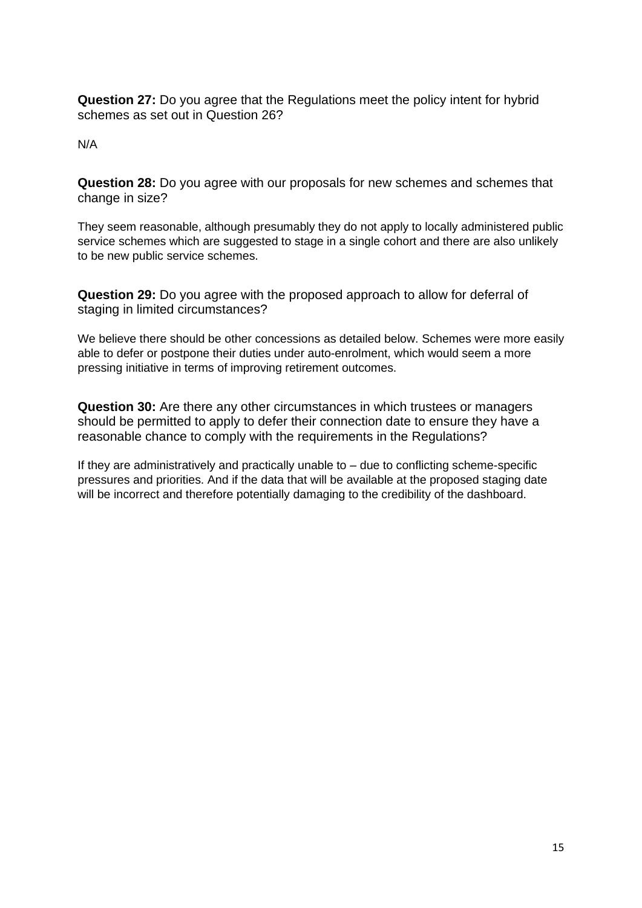**Question 27:** Do you agree that the Regulations meet the policy intent for hybrid schemes as set out in Question 26?

N/A

**Question 28:** Do you agree with our proposals for new schemes and schemes that change in size?

They seem reasonable, although presumably they do not apply to locally administered public service schemes which are suggested to stage in a single cohort and there are also unlikely to be new public service schemes.

**Question 29:** Do you agree with the proposed approach to allow for deferral of staging in limited circumstances?

We believe there should be other concessions as detailed below. Schemes were more easily able to defer or postpone their duties under auto-enrolment, which would seem a more pressing initiative in terms of improving retirement outcomes.

**Question 30:** Are there any other circumstances in which trustees or managers should be permitted to apply to defer their connection date to ensure they have a reasonable chance to comply with the requirements in the Regulations?

If they are administratively and practically unable to – due to conflicting scheme-specific pressures and priorities. And if the data that will be available at the proposed staging date will be incorrect and therefore potentially damaging to the credibility of the dashboard.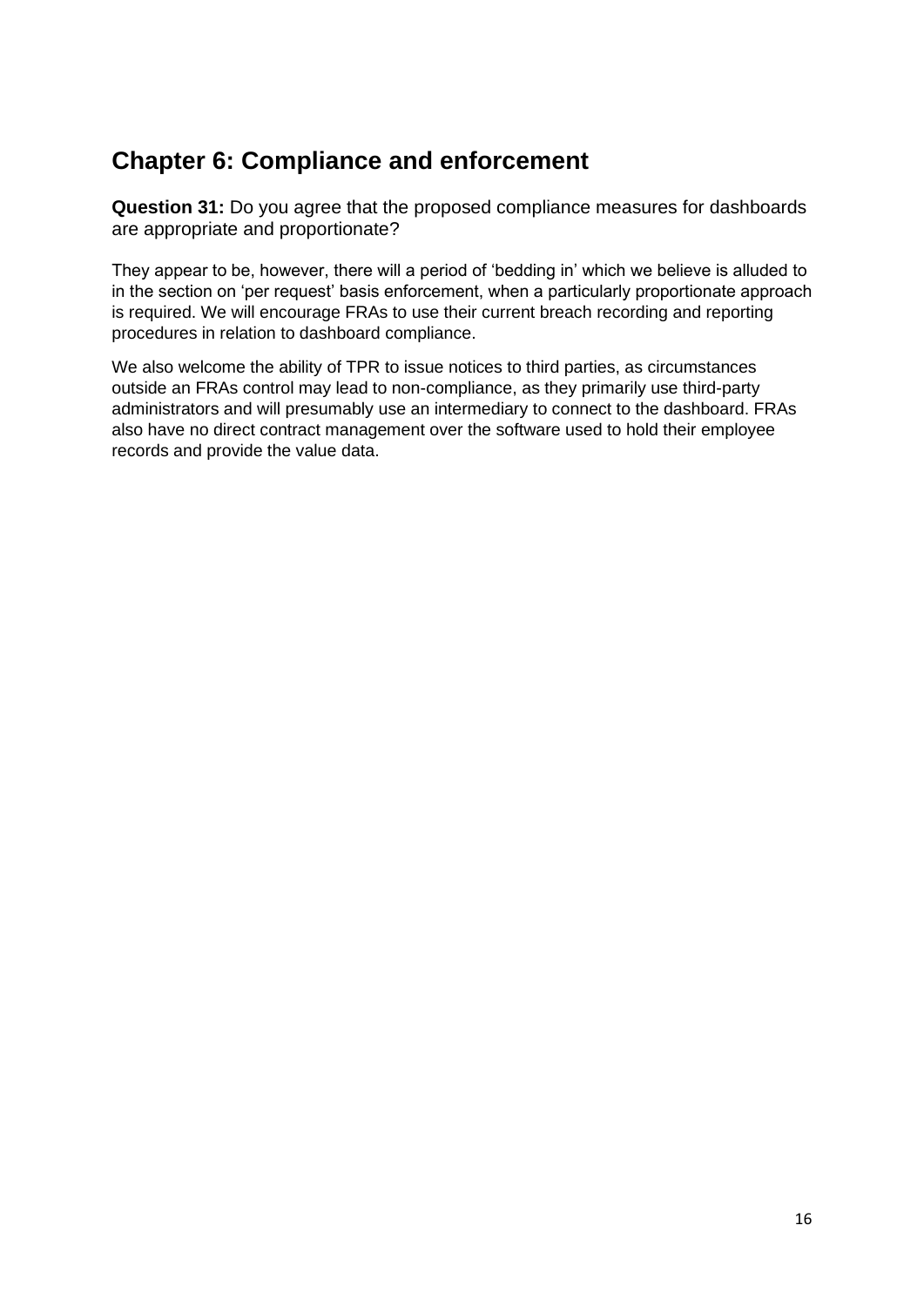## Chapter 6: Compliance and enforcement

**Question 31:** Do you agree that the proposed compliance measures for dashboards are appropriate and proportionate?

They appear to be, however, there will a period of 'bedding in' which we believe is alluded to in the section on 'per request' basis enforcement, when a particularly proportionate approach is required. We will encourage FRAs to use their current breach recording and reporting procedures in relation to dashboard compliance.

We also welcome the ability of TPR to issue notices to third parties, as circumstances outside an FRAs control may lead to non-compliance, as they primarily use third-party administrators and will presumably use an intermediary to connect to the dashboard. FRAs also have no direct contract management over the software used to hold their employee records and provide the value data.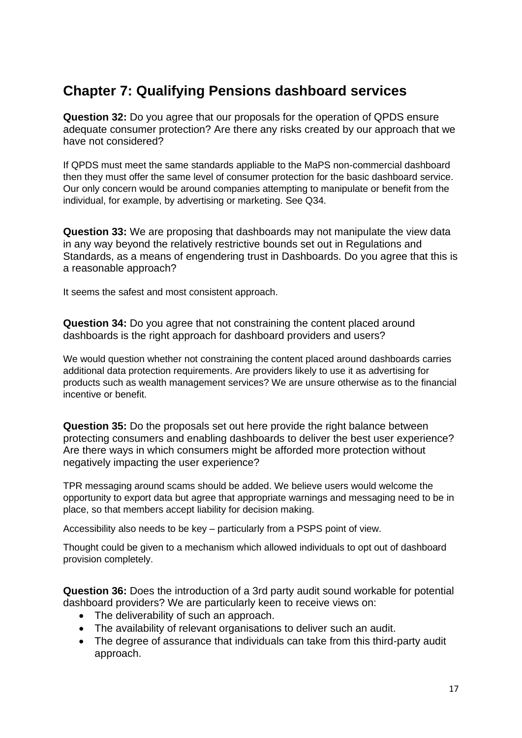## Chapter 7: Qualifying Pensions dashboard services

**Question 32:** Do you agree that our proposals for the operation of QPDS ensure adequate consumer protection? Are there any risks created by our approach that we have not considered?

If QPDS must meet the same standards appliable to the MaPS non-commercial dashboard then they must offer the same level of consumer protection for the basic dashboard service. Our only concern would be around companies attempting to manipulate or benefit from the individual, for example, by advertising or marketing. See Q34.

**Question 33:** We are proposing that dashboards may not manipulate the view data in any way beyond the relatively restrictive bounds set out in Regulations and Standards, as a means of engendering trust in Dashboards. Do you agree that this is a reasonable approach?

It seems the safest and most consistent approach.

**Question 34:** Do you agree that not constraining the content placed around dashboards is the right approach for dashboard providers and users?

We would question whether not constraining the content placed around dashboards carries additional data protection requirements. Are providers likely to use it as advertising for products such as wealth management services? We are unsure otherwise as to the financial incentive or benefit.

**Question 35:** Do the proposals set out here provide the right balance between protecting consumers and enabling dashboards to deliver the best user experience? Are there ways in which consumers might be afforded more protection without negatively impacting the user experience?

TPR messaging around scams should be added. We believe users would welcome the opportunity to export data but agree that appropriate warnings and messaging need to be in place, so that members accept liability for decision making.

Accessibility also needs to be key – particularly from a PSPS point of view.

Thought could be given to a mechanism which allowed individuals to opt out of dashboard provision completely.

**Question 36:** Does the introduction of a 3rd party audit sound workable for potential dashboard providers? We are particularly keen to receive views on:

- The deliverability of such an approach.
- The availability of relevant organisations to deliver such an audit.
- The degree of assurance that individuals can take from this third-party audit approach.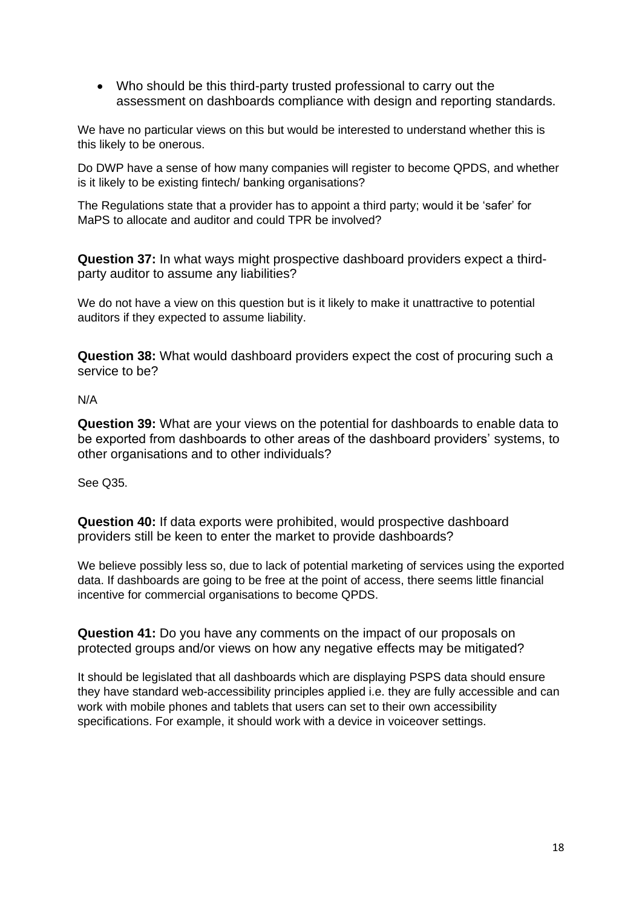- Who should be this third-party trusted professional to carry out the assessment on dashboards compliance with design and reporting standards.

We have no particular views on this but would be interested to understand whether this is this likely to be onerous.

Do DWP have a sense of how many companies will register to become QPDS, and whether is it likely to be existing fintech/ banking organisations?

The Regulations state that a provider has to appoint a third party; would it be 'safer' for MaPS to allocate and auditor and could TPR be involved?

**Question 37:** In what ways might prospective dashboard providers expect a third-party auditor to assume any liabilities?

We do not have a view on this question but is it likely to make it unattractive to potential auditors if they expected to assume liability.

**Question 38:** What would dashboard providers expect the cost of procuring such a service to be?

N/A

**Question 39:** What are your views on the potential for dashboards to enable data to be exported from dashboards to other areas of the dashboard providers' systems, to other organisations and to other individuals?

See Q35.

**Question 40:** If data exports were prohibited, would prospective dashboard providers still be keen to enter the market to provide dashboards?

We believe possibly less so, due to lack of potential marketing of services using the exported data. If dashboards are going to be free at the point of access, there seems little financial incentive for commercial organisations to become QPDS.

**Question 41:** Do you have any comments on the impact of our proposals on protected groups and/or views on how any negative effects may be mitigated?

It should be legislated that all dashboards which are displaying PSPS data should ensure they have standard web-accessibility principles applied i.e. they are fully accessible and can work with mobile phones and tablets that users can set to their own accessibility specifications. For example, it should work with a device in voiceover settings.